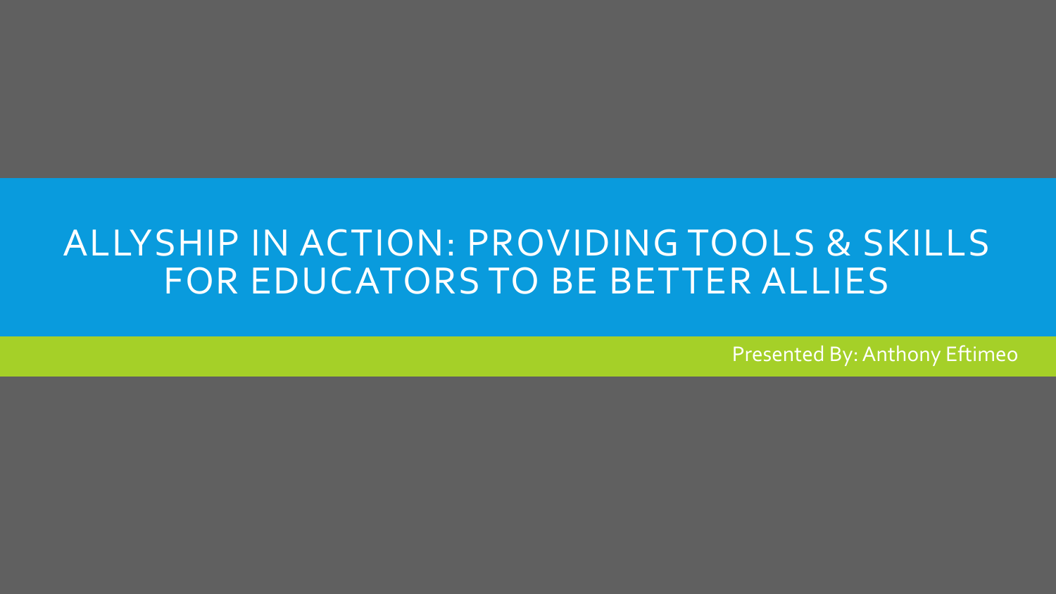# ALLYSHIP IN ACTION: PROVIDING TOOLS & SKILLS FOR EDUCATORS TO BE BETTER ALLIES

Presented By: Anthony Eftimeo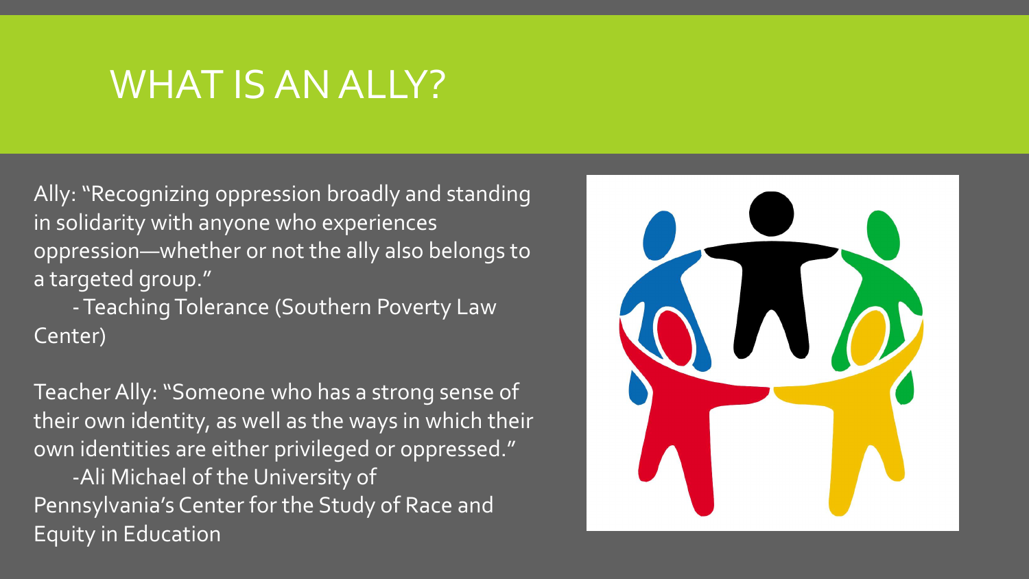# WHAT IS AN ALLY?

Ally: "Recognizing oppression broadly and standing in solidarity with anyone who experiences oppression—whether or not the ally also belongs to a targeted group."

- Teaching Tolerance (Southern Poverty Law Center)

Teacher Ally: "Someone who has a strong sense of their own identity, as well as the ways in which their own identities are either privileged or oppressed."

-Ali Michael of the University of Pennsylvania's Center for the Study of Race and Equity in Education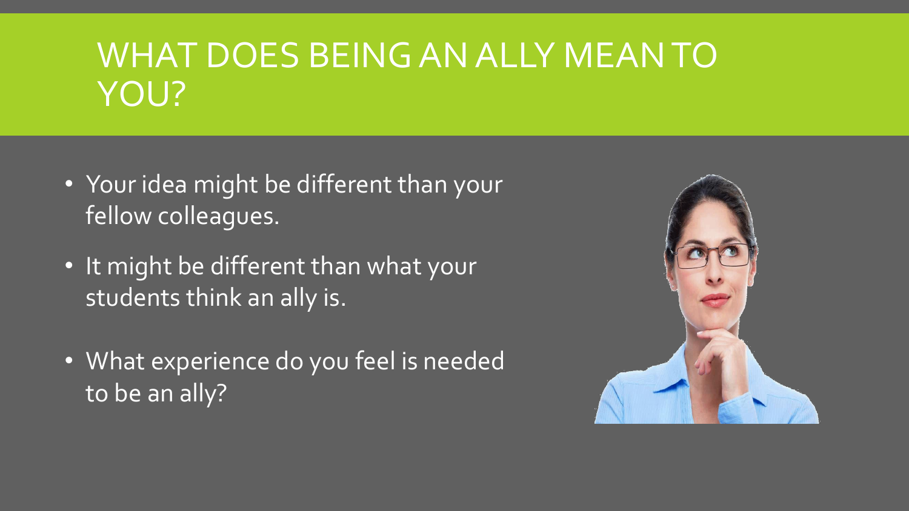# WHAT DOES BEING AN ALLY MEAN TO YOU?

- Your idea might be different than your fellow colleagues.
- It might be different than what your students think an ally is.
- What experience do you feel is needed to be an ally?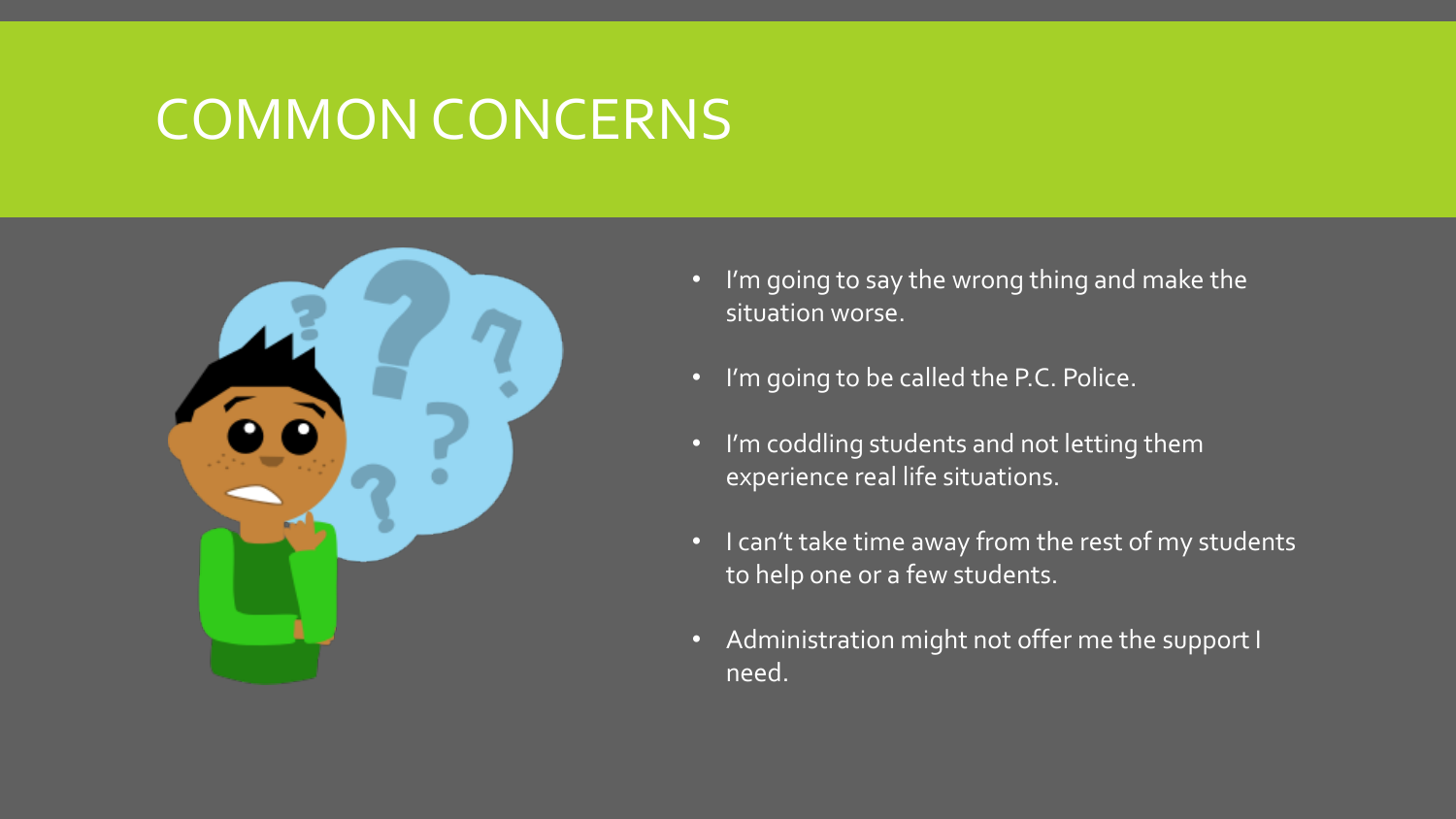# COMMON CONCERNS

- I'm going to say the wrong thing and make the situation worse.
- I'm going to be called the P.C. Police.
- I'm coddling students and not letting them experience real life situations.
- I can't take time away from the rest of my students to help one or a few students.
- Administration might not offer me the support I need.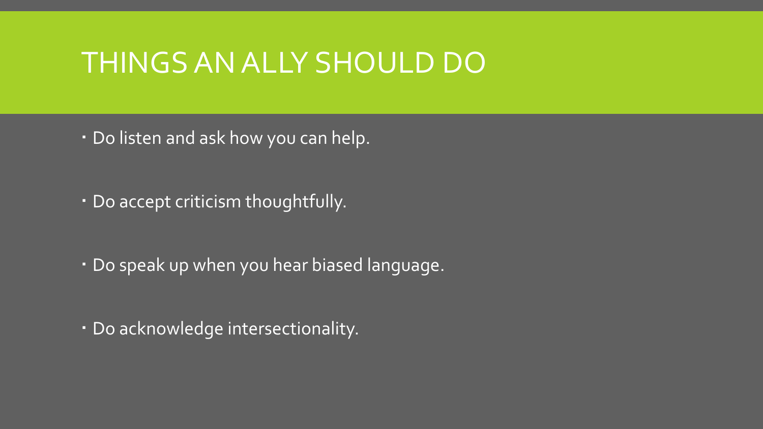# THINGS AN ALLY SHOULD DO

- Do listen and ask how you can help.
- Do accept criticism thoughtfully.
- Do speak up when you hear biased language.
- Do acknowledge intersectionality.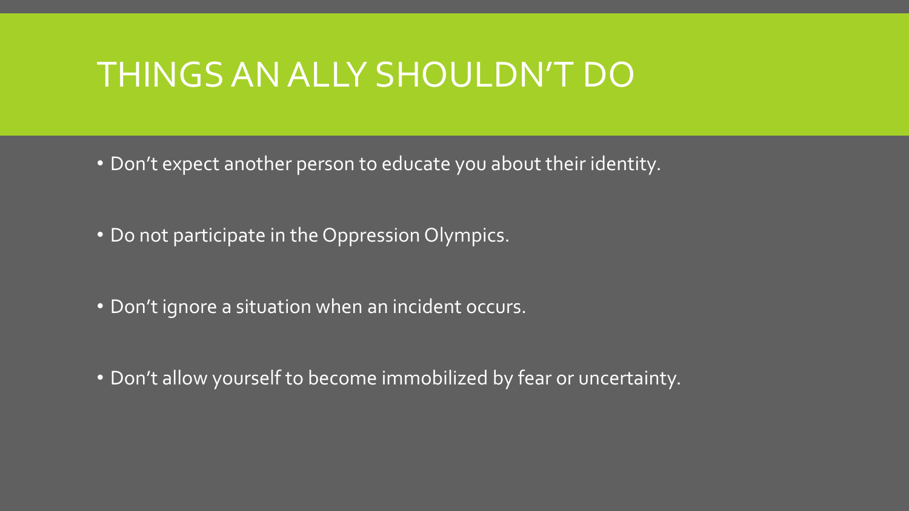# THINGS AN ALLY SHOULDN'T DO

- Don't expect another person to educate you about their identity.
- Do not participate in the Oppression Olympics.
- Don't ignore a situation when an incident occurs.
- Don't allow yourself to become immobilized by fear or uncertainty.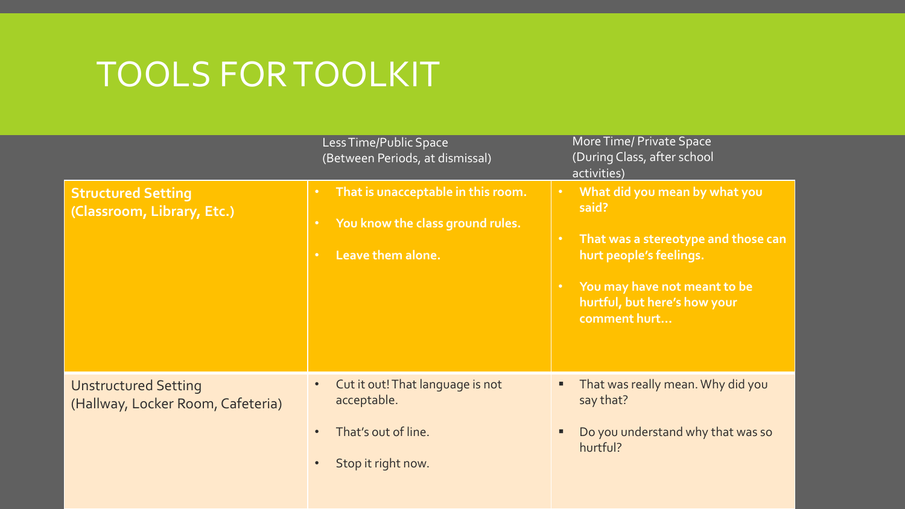# TOOLS FOR TOOLKIT

| | Less Time/Public Space (Between Periods, at dismissal) | More Time/ Private Space (During Class, after school activities) |
|---|---|---|
| **Structured Setting (Classroom, Library, Etc.)** | • **That is unacceptable in this room.**<br>• **You know the class ground rules.**<br>• **Leave them alone.** | • **What did you mean by what you said?**<br>• **That was a stereotype and those can hurt people's feelings.**<br>• **You may have not meant to be hurtful, but here's how your comment hurt…** |
| Unstructured Setting (Hallway, Locker Room, Cafeteria) | • Cut it out! That language is not acceptable.<br>• That's out of line.<br>• Stop it right now. | ▪ That was really mean. Why did you say that?<br>▪ Do you understand why that was so hurtful? |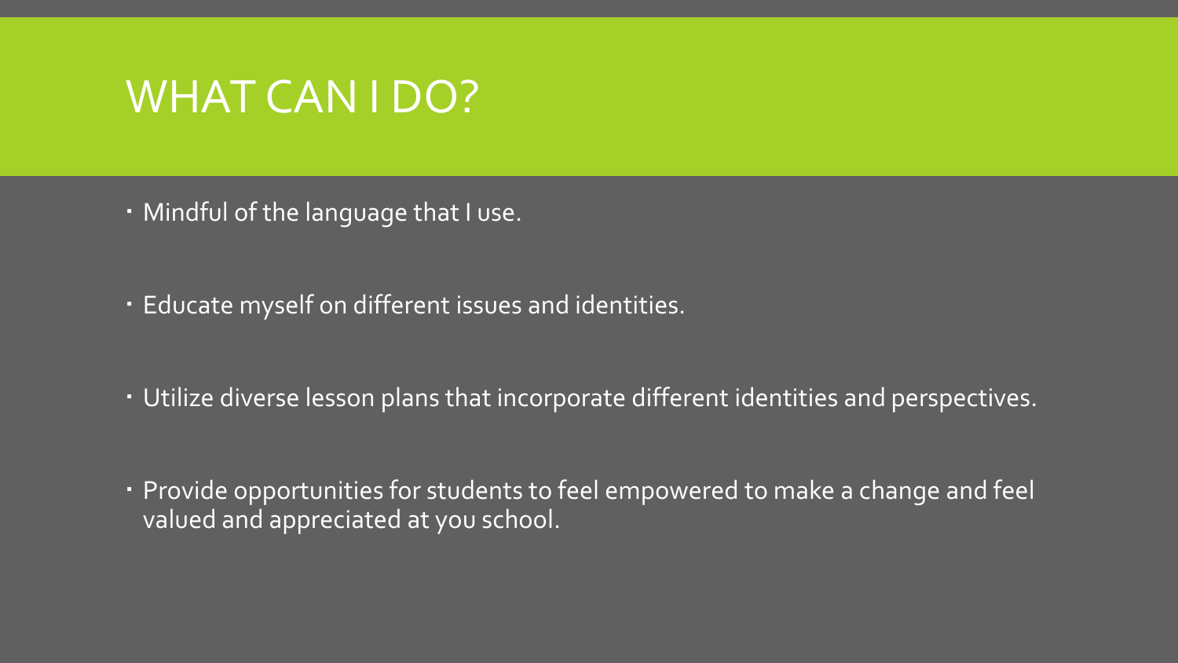# WHAT CAN I DO?

- Mindful of the language that I use.
- Educate myself on different issues and identities.
- Utilize diverse lesson plans that incorporate different identities and perspectives.
- Provide opportunities for students to feel empowered to make a change and feel valued and appreciated at you school.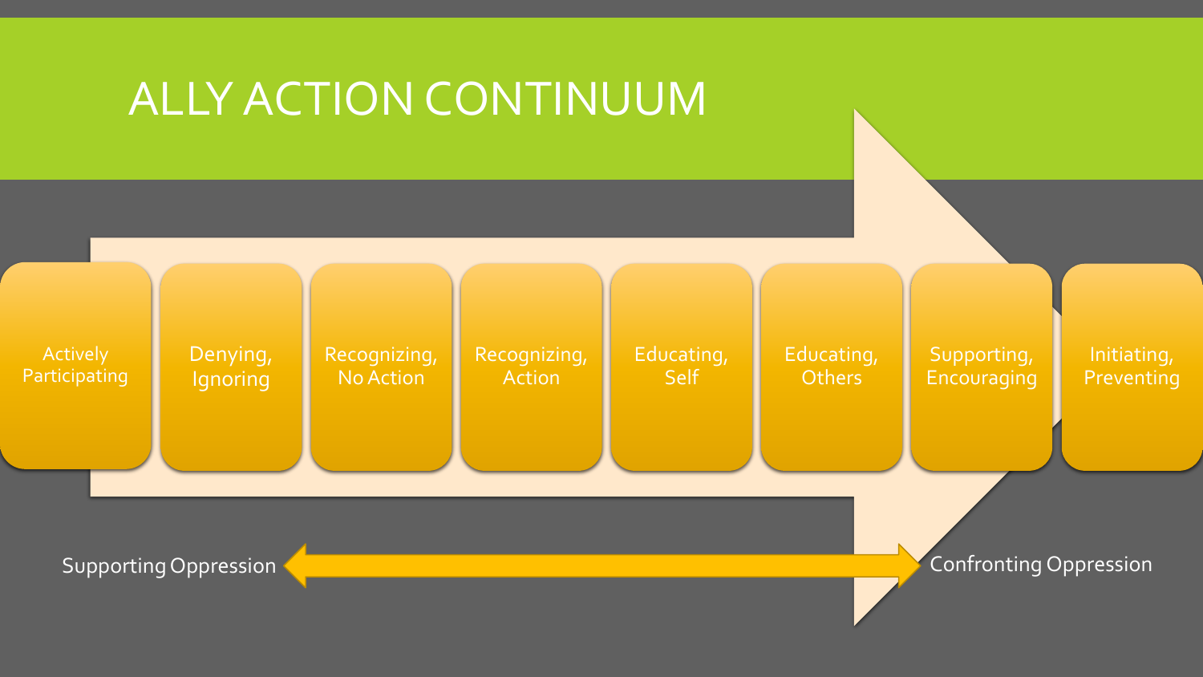# ALLY ACTION CONTINUUM

- Actively Participating
- Denying, Ignoring
- Recognizing, No Action
- Recognizing, Action
- Educating, Self
- Educating, Others
- Supporting, Encouraging
- Initiating, Preventing

Supporting Oppression ⟷ Confronting Oppression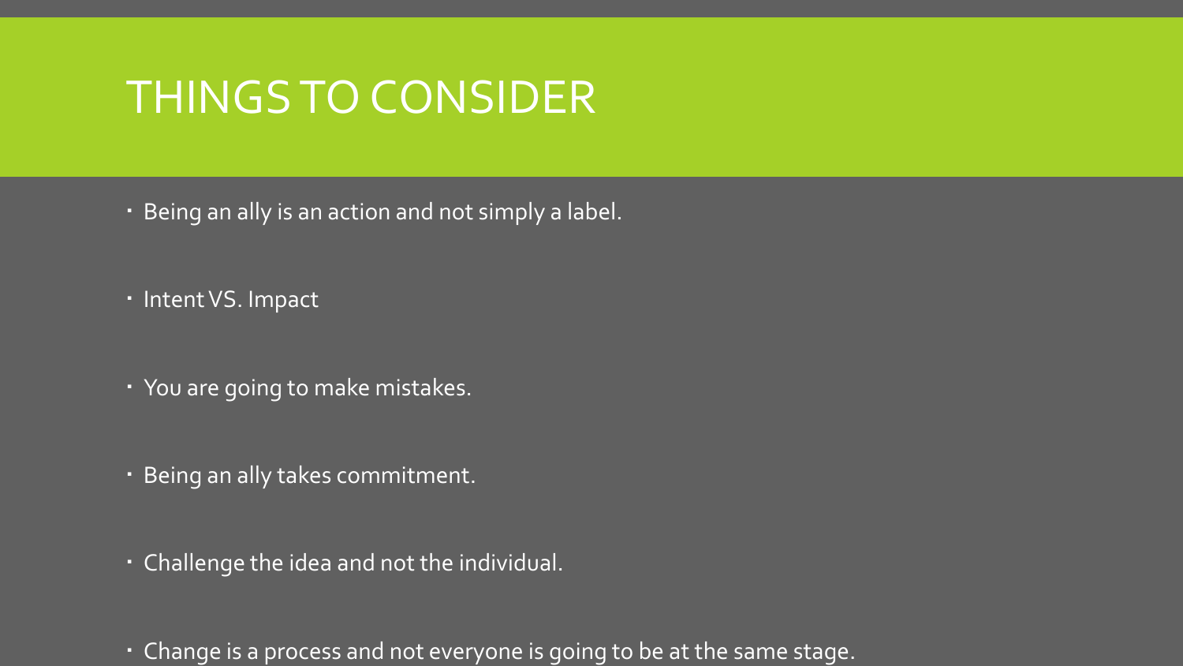# THINGS TO CONSIDER

- Being an ally is an action and not simply a label.
- Intent VS. Impact
- You are going to make mistakes.
- Being an ally takes commitment.
- Challenge the idea and not the individual.
- Change is a process and not everyone is going to be at the same stage.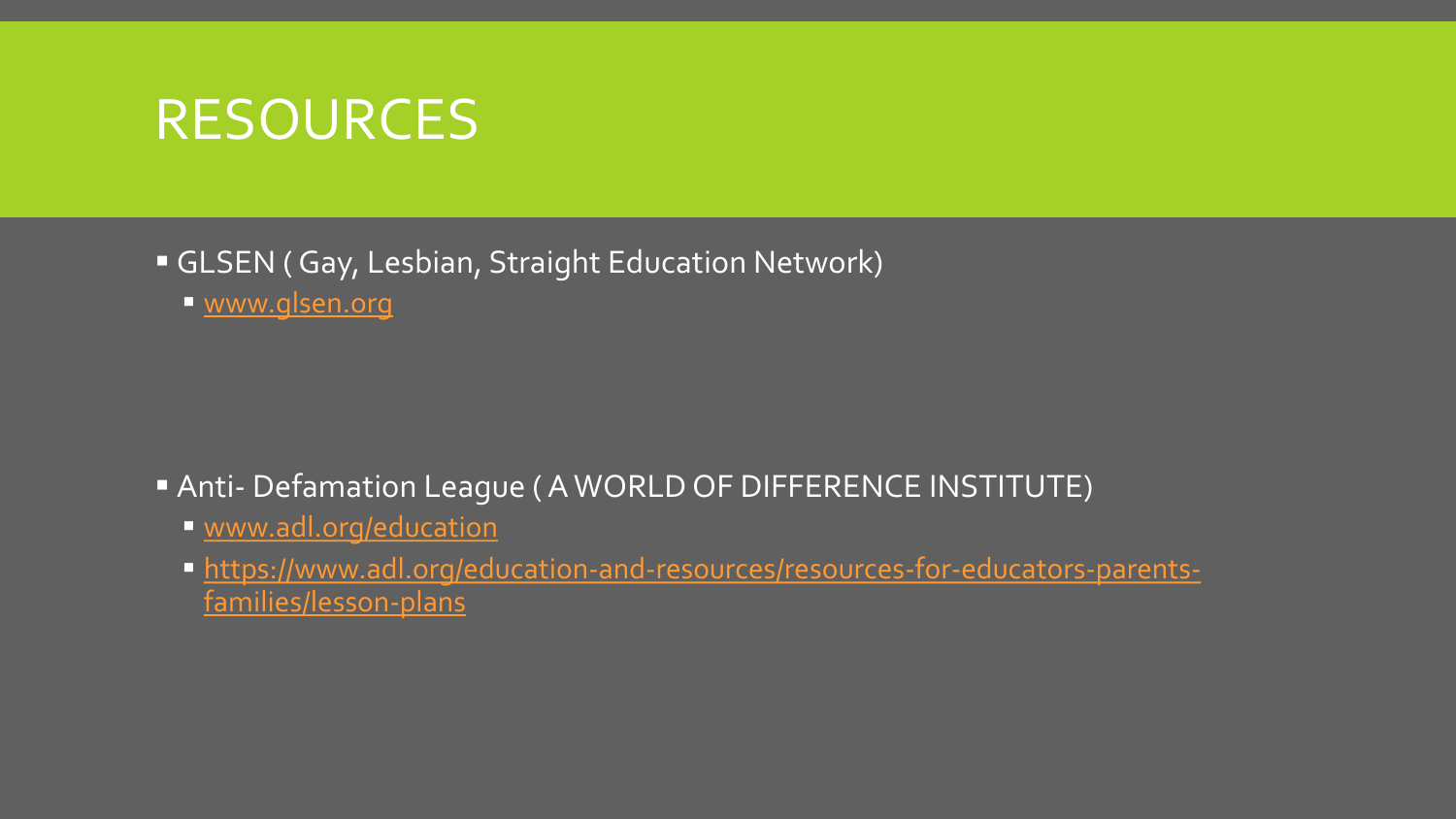# RESOURCES

- GLSEN ( Gay, Lesbian, Straight Education Network)
  - www.glsen.org

- Anti- Defamation League ( A WORLD OF DIFFERENCE INSTITUTE)
  - www.adl.org/education
  - https://www.adl.org/education-and-resources/resources-for-educators-parents-families/lesson-plans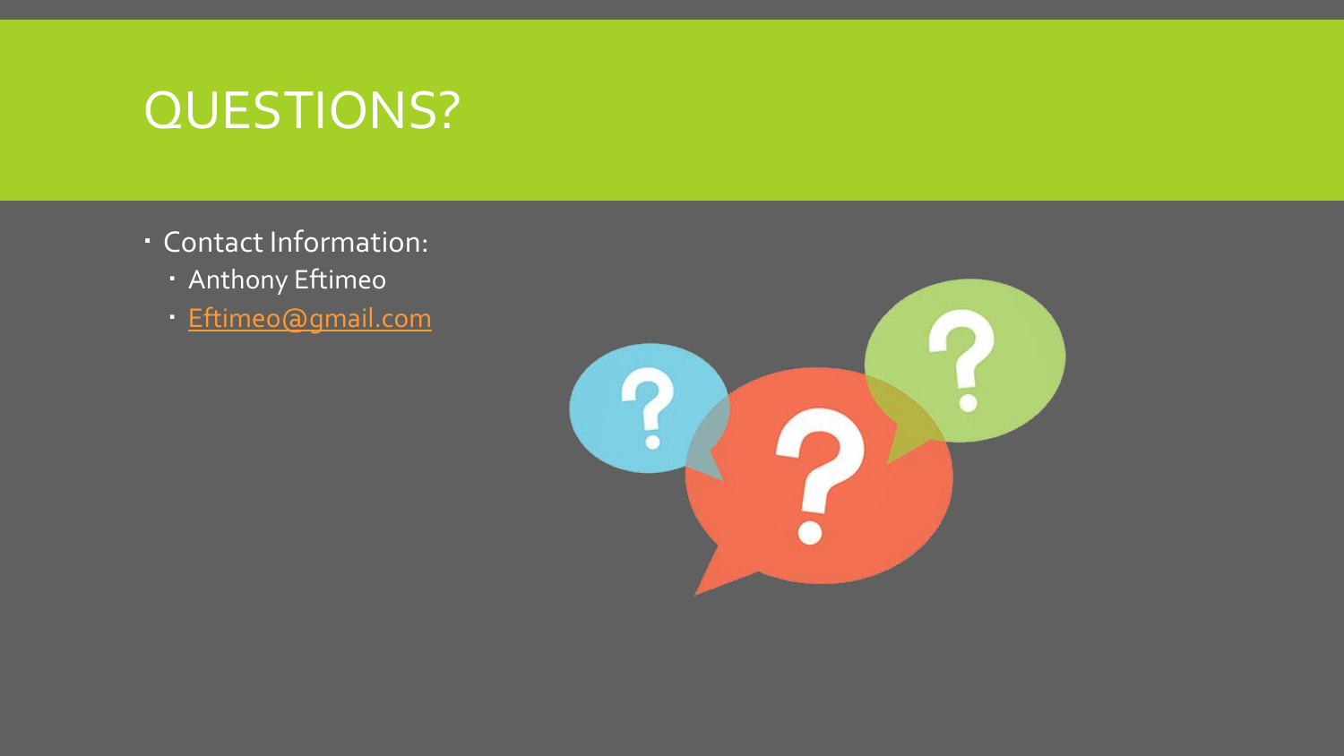# QUESTIONS?

- Contact Information:
  - Anthony Eftimeo
  - Eftimeo@gmail.com